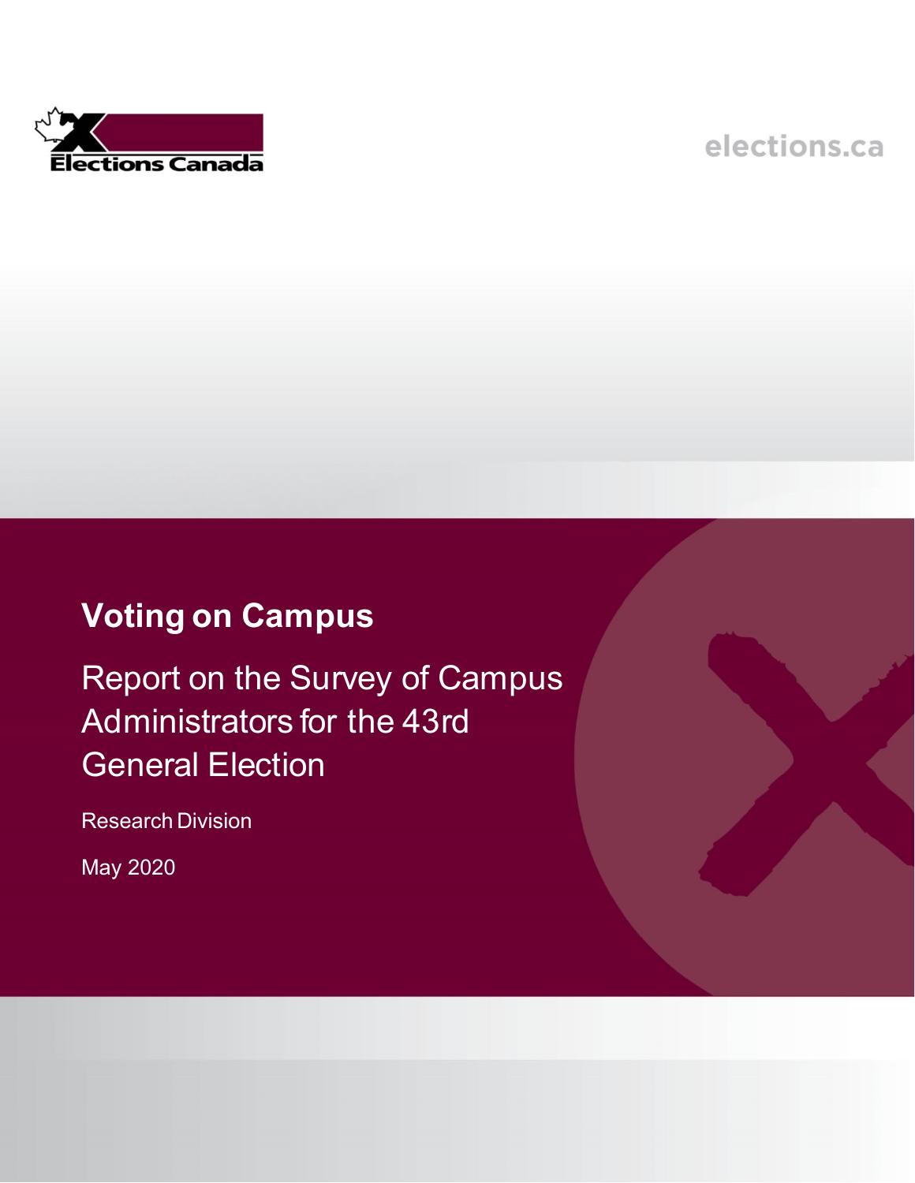Elections Canada

elections.ca

# Voting on Campus

## Report on the Survey of Campus Administrators for the 43rd General Election

Research Division

May 2020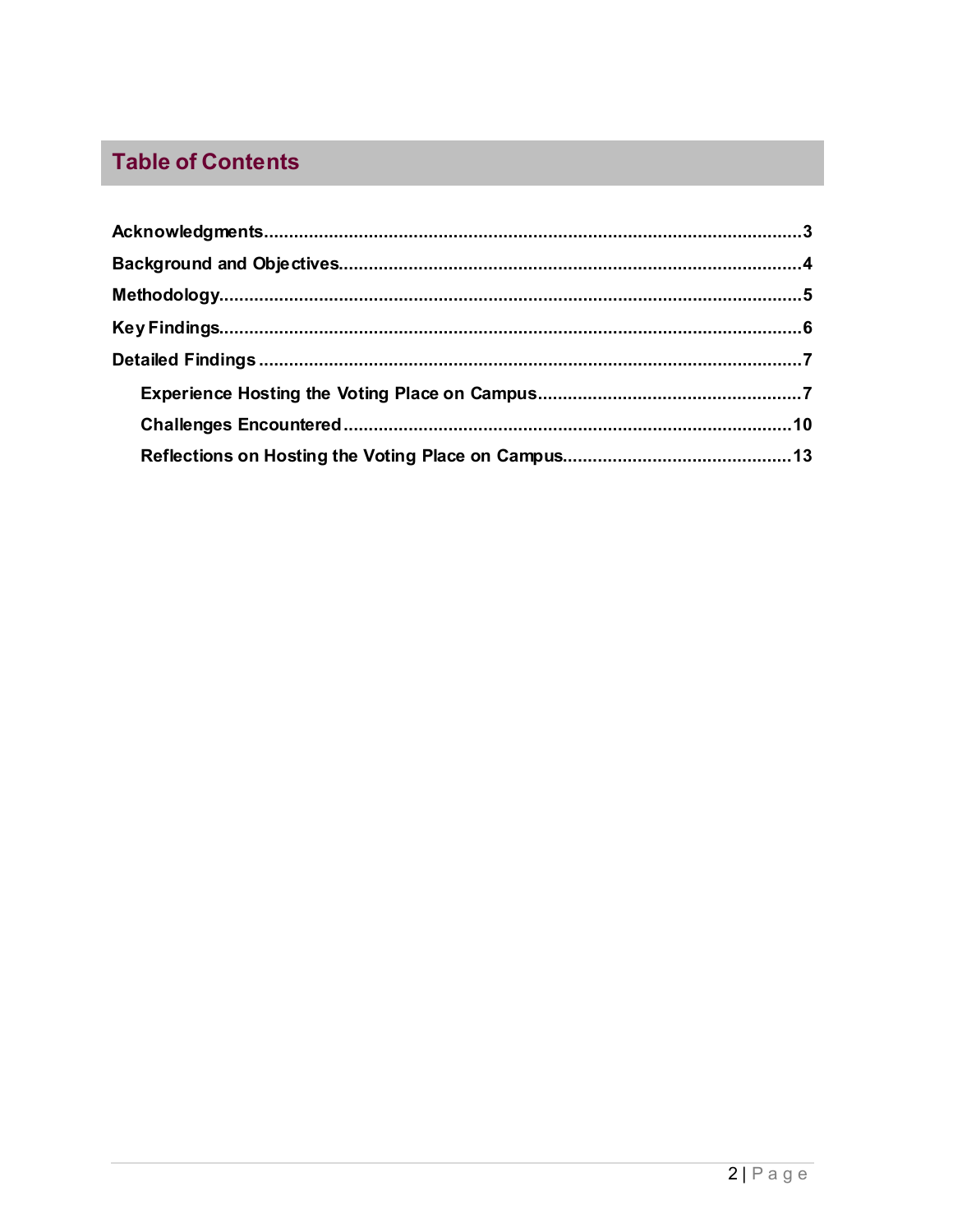## Table of Contents

**Acknowledgments**.........................................................................................................3

**Background and Objectives**...........................................................................................4

**Methodology**...................................................................................................................5

**Key Findings**...................................................................................................................6

**Detailed Findings** ...........................................................................................................7

- **Experience Hosting the Voting Place on Campus**....................................................7
- **Challenges Encountered**........................................................................................10
- **Reflections on Hosting the Voting Place on Campus**.............................................13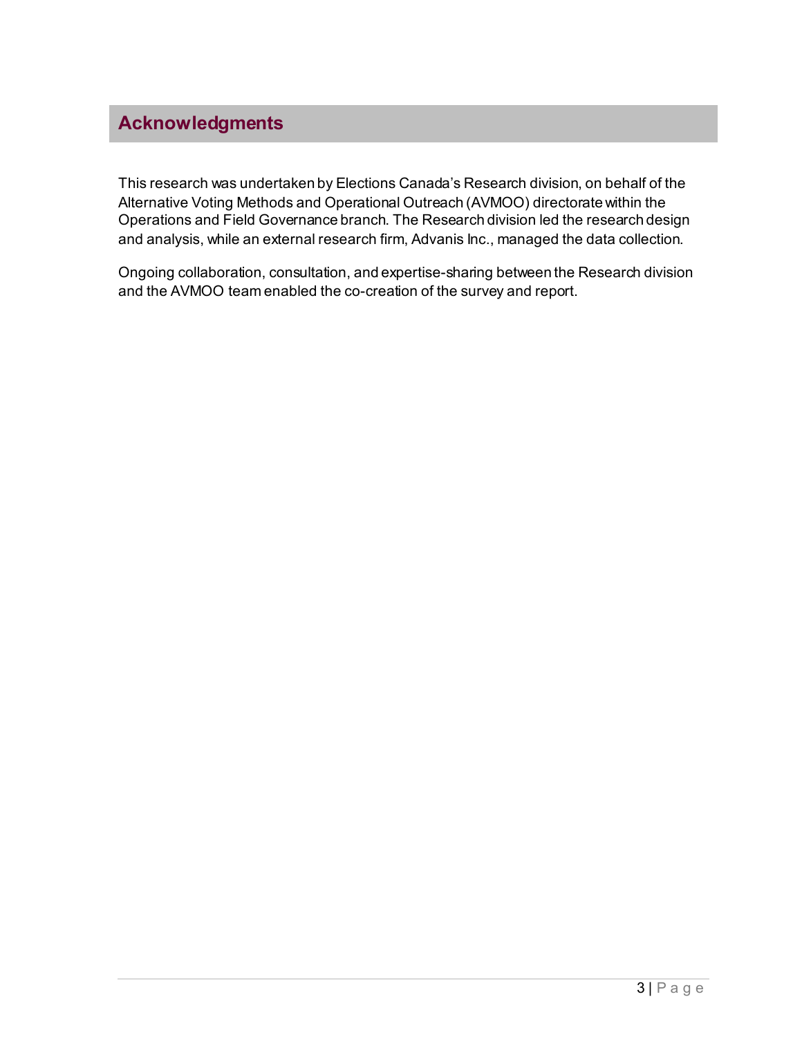## Acknowledgments

This research was undertaken by Elections Canada's Research division, on behalf of the Alternative Voting Methods and Operational Outreach (AVMOO) directorate within the Operations and Field Governance branch. The Research division led the research design and analysis, while an external research firm, Advanis Inc., managed the data collection.

Ongoing collaboration, consultation, and expertise-sharing between the Research division and the AVMOO team enabled the co-creation of the survey and report.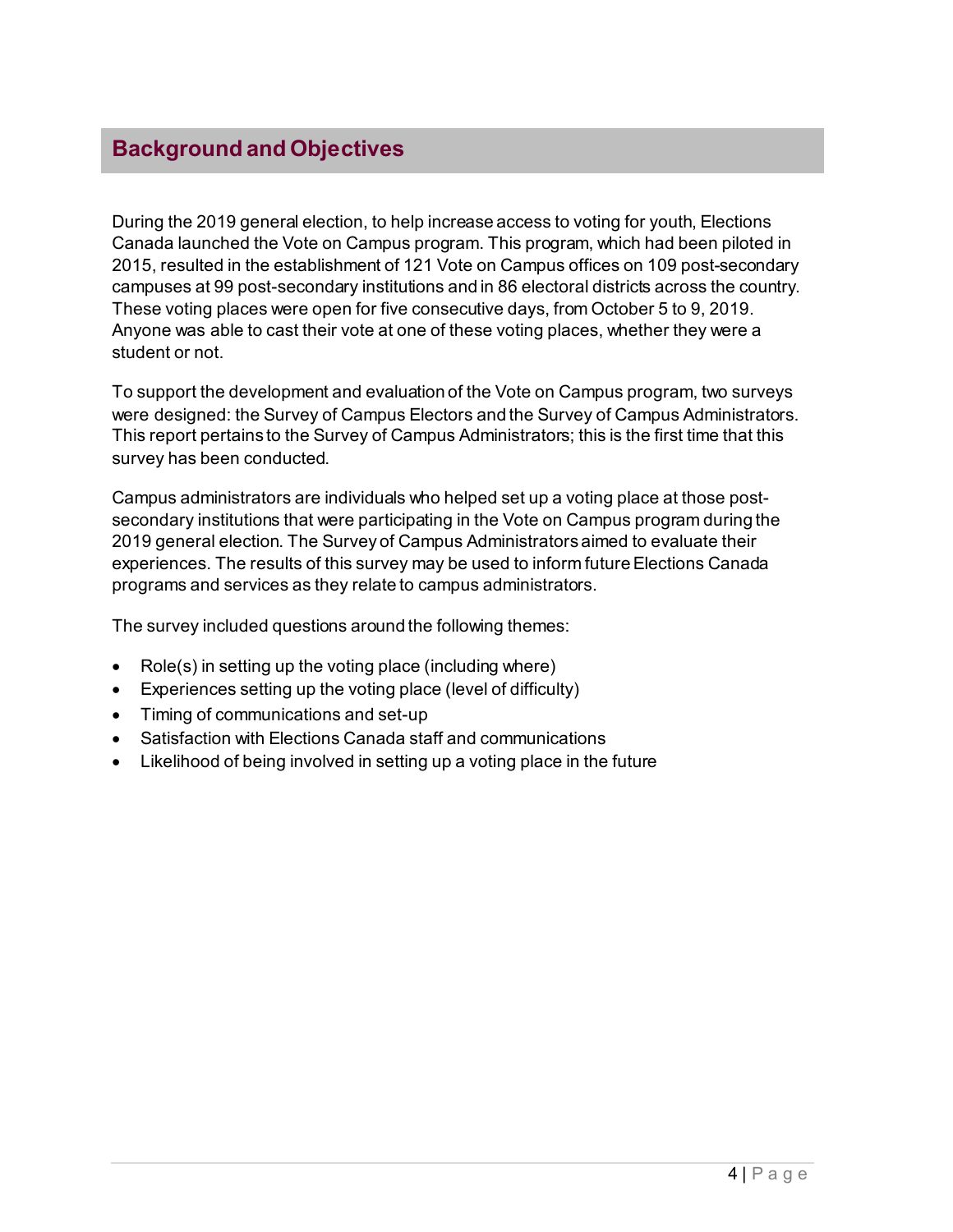## Background and Objectives

During the 2019 general election, to help increase access to voting for youth, Elections Canada launched the Vote on Campus program. This program, which had been piloted in 2015, resulted in the establishment of 121 Vote on Campus offices on 109 post-secondary campuses at 99 post-secondary institutions and in 86 electoral districts across the country. These voting places were open for five consecutive days, from October 5 to 9, 2019. Anyone was able to cast their vote at one of these voting places, whether they were a student or not.

To support the development and evaluation of the Vote on Campus program, two surveys were designed: the Survey of Campus Electors and the Survey of Campus Administrators. This report pertains to the Survey of Campus Administrators; this is the first time that this survey has been conducted.

Campus administrators are individuals who helped set up a voting place at those post-secondary institutions that were participating in the Vote on Campus program during the 2019 general election. The Survey of Campus Administrators aimed to evaluate their experiences. The results of this survey may be used to inform future Elections Canada programs and services as they relate to campus administrators.

The survey included questions around the following themes:

- Role(s) in setting up the voting place (including where)
- Experiences setting up the voting place (level of difficulty)
- Timing of communications and set-up
- Satisfaction with Elections Canada staff and communications
- Likelihood of being involved in setting up a voting place in the future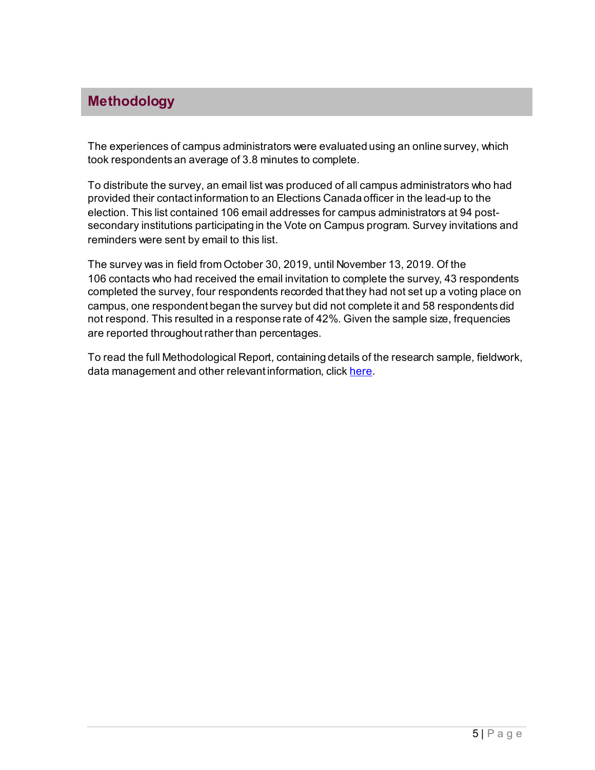## Methodology

The experiences of campus administrators were evaluated using an online survey, which took respondents an average of 3.8 minutes to complete.

To distribute the survey, an email list was produced of all campus administrators who had provided their contact information to an Elections Canada officer in the lead-up to the election. This list contained 106 email addresses for campus administrators at 94 post-secondary institutions participating in the Vote on Campus program. Survey invitations and reminders were sent by email to this list.

The survey was in field from October 30, 2019, until November 13, 2019. Of the 106 contacts who had received the email invitation to complete the survey, 43 respondents completed the survey, four respondents recorded that they had not set up a voting place on campus, one respondent began the survey but did not complete it and 58 respondents did not respond. This resulted in a response rate of 42%. Given the sample size, frequencies are reported throughout rather than percentages.

To read the full Methodological Report, containing details of the research sample, fieldwork, data management and other relevant information, click here.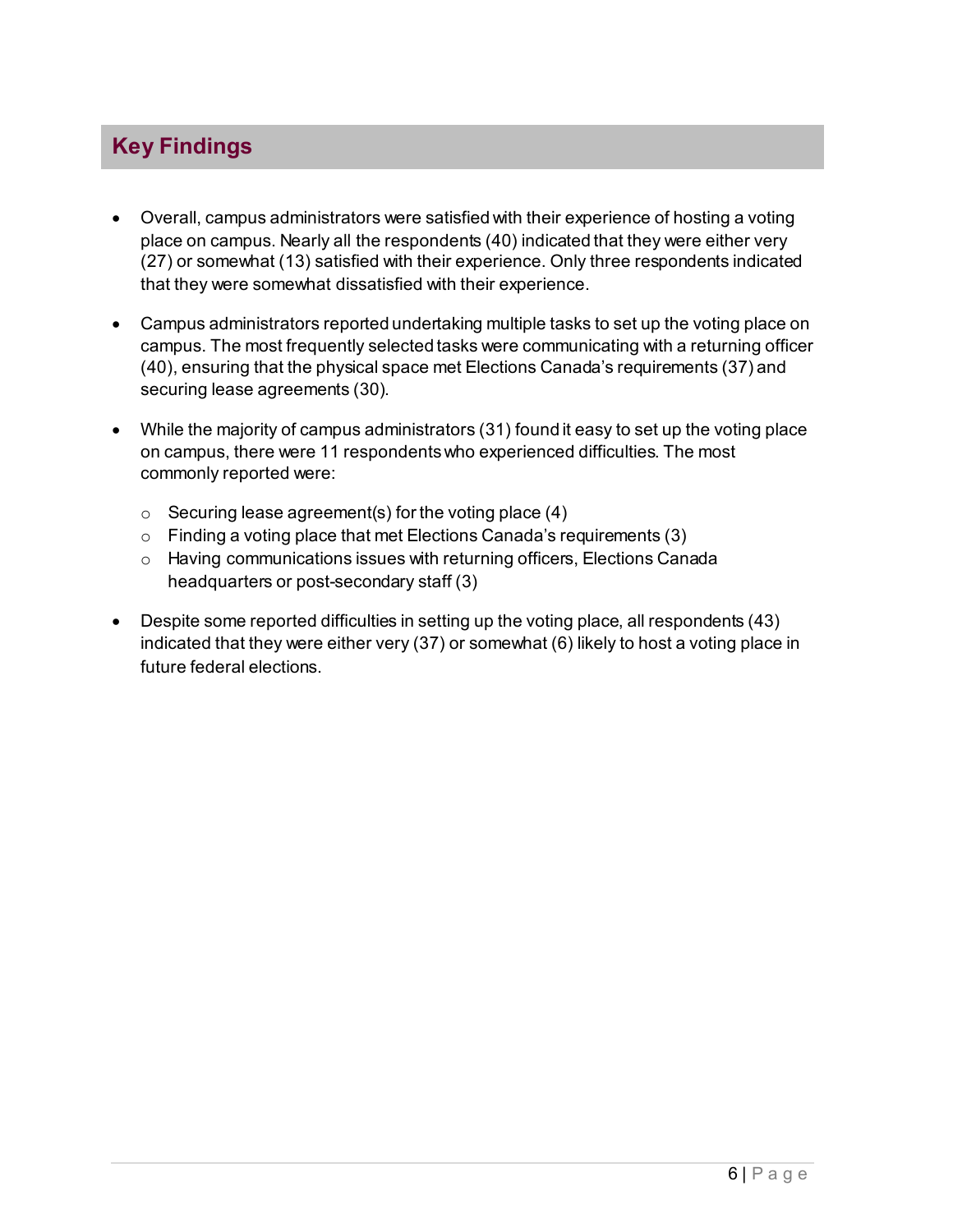## Key Findings

- Overall, campus administrators were satisfied with their experience of hosting a voting place on campus. Nearly all the respondents (40) indicated that they were either very (27) or somewhat (13) satisfied with their experience. Only three respondents indicated that they were somewhat dissatisfied with their experience.
- Campus administrators reported undertaking multiple tasks to set up the voting place on campus. The most frequently selected tasks were communicating with a returning officer (40), ensuring that the physical space met Elections Canada's requirements (37) and securing lease agreements (30).
- While the majority of campus administrators (31) found it easy to set up the voting place on campus, there were 11 respondents who experienced difficulties. The most commonly reported were:
  - Securing lease agreement(s) for the voting place (4)
  - Finding a voting place that met Elections Canada's requirements (3)
  - Having communications issues with returning officers, Elections Canada headquarters or post-secondary staff (3)
- Despite some reported difficulties in setting up the voting place, all respondents (43) indicated that they were either very (37) or somewhat (6) likely to host a voting place in future federal elections.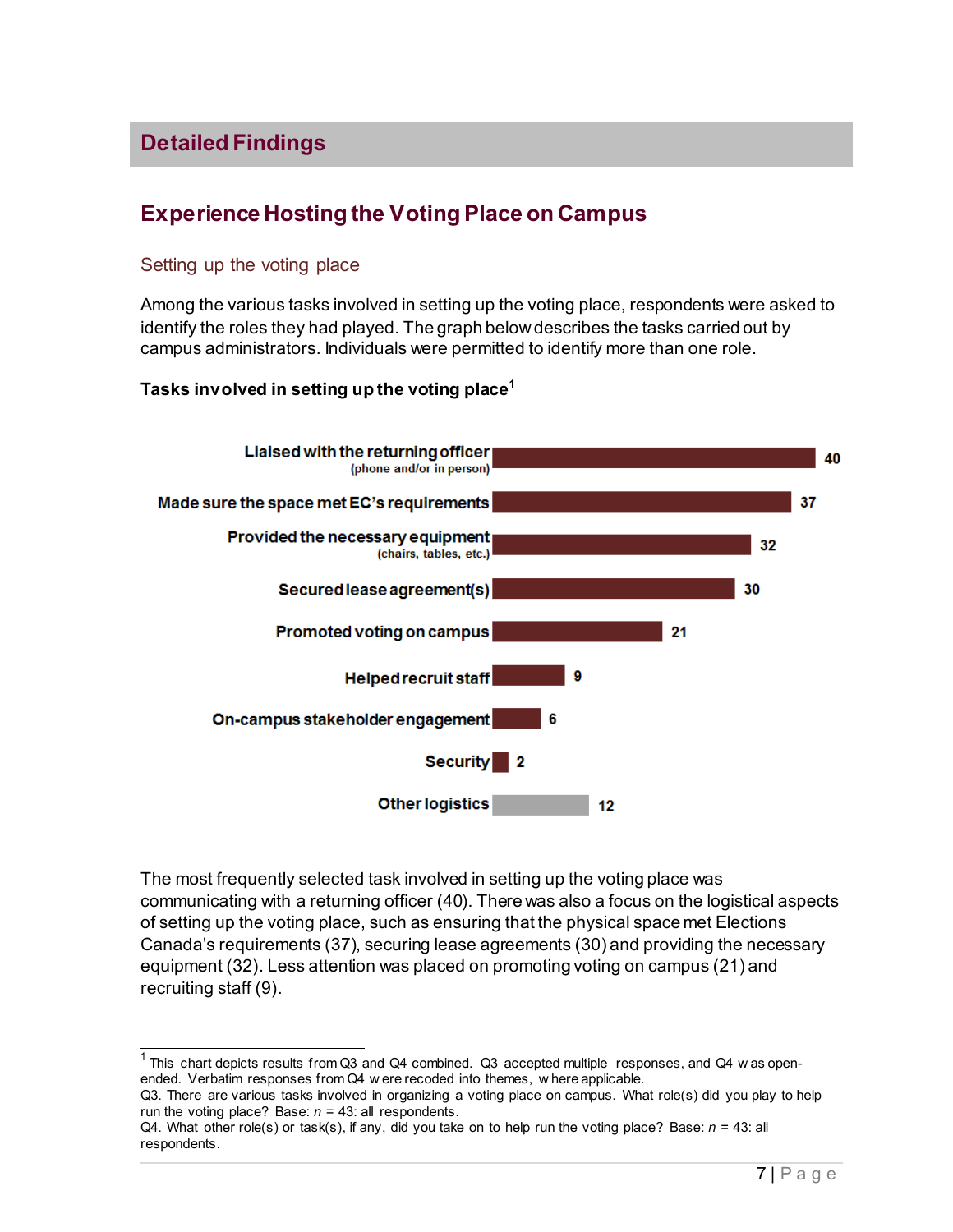# Detailed Findings

## Experience Hosting the Voting Place on Campus

### Setting up the voting place

Among the various tasks involved in setting up the voting place, respondents were asked to identify the roles they had played. The graph below describes the tasks carried out by campus administrators. Individuals were permitted to identify more than one role.

**Tasks involved in setting up the voting place**[1]

| Task | Count |
|---|---|
| Liaised with the returning officer (phone and/or in person) | 40 |
| Made sure the space met EC's requirements | 37 |
| Provided the necessary equipment (chairs, tables, etc.) | 32 |
| Secured lease agreement(s) | 30 |
| Promoted voting on campus | 21 |
| Helped recruit staff | 9 |
| On-campus stakeholder engagement | 6 |
| Security | 2 |
| Other logistics | 12 |

The most frequently selected task involved in setting up the voting place was communicating with a returning officer (40). There was also a focus on the logistical aspects of setting up the voting place, such as ensuring that the physical space met Elections Canada's requirements (37), securing lease agreements (30) and providing the necessary equipment (32). Less attention was placed on promoting voting on campus (21) and recruiting staff (9).

---

[1] This chart depicts results from Q3 and Q4 combined. Q3 accepted multiple responses, and Q4 was open-ended. Verbatim responses from Q4 were recoded into themes, where applicable.
Q3. There are various tasks involved in organizing a voting place on campus. What role(s) did you play to help run the voting place? Base: *n* = 43: all respondents.
Q4. What other role(s) or task(s), if any, did you take on to help run the voting place? Base: *n* = 43: all respondents.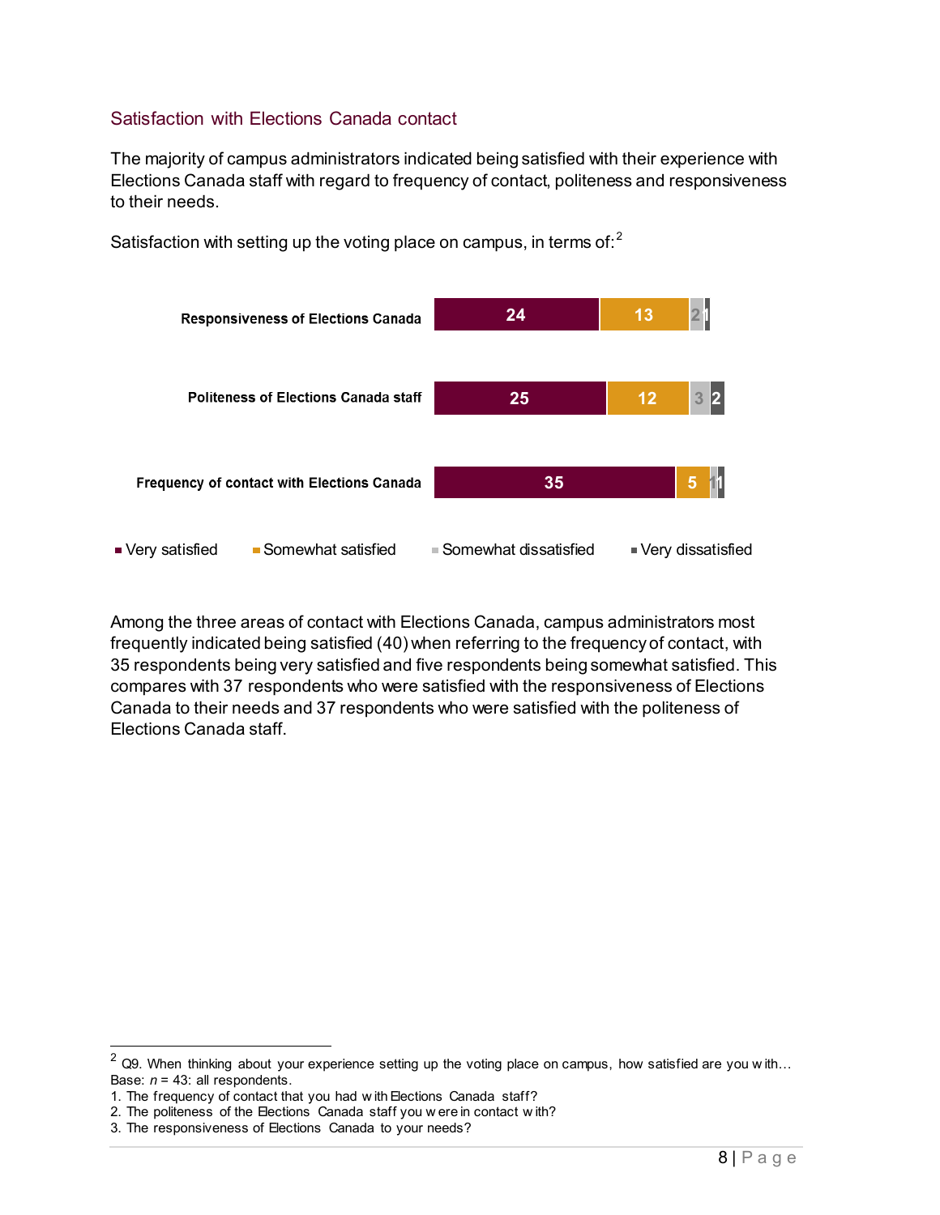### Satisfaction with Elections Canada contact

The majority of campus administrators indicated being satisfied with their experience with Elections Canada staff with regard to frequency of contact, politeness and responsiveness to their needs.

Satisfaction with setting up the voting place on campus, in terms of:[2]

| | Very satisfied | Somewhat satisfied | Somewhat dissatisfied | Very dissatisfied |
|---|---|---|---|---|
| Responsiveness of Elections Canada | 24 | 13 | 2 | 1 |
| Politeness of Elections Canada staff | 25 | 12 | 3 | 2 |
| Frequency of contact with Elections Canada | 35 | 5 | 1 | 1 |

Among the three areas of contact with Elections Canada, campus administrators most frequently indicated being satisfied (40) when referring to the frequency of contact, with 35 respondents being very satisfied and five respondents being somewhat satisfied. This compares with 37 respondents who were satisfied with the responsiveness of Elections Canada to their needs and 37 respondents who were satisfied with the politeness of Elections Canada staff.

---

[2] Q9. When thinking about your experience setting up the voting place on campus, how satisfied are you with…
Base: *n* = 43: all respondents.
1. The frequency of contact that you had with Elections Canada staff?
2. The politeness of the Elections Canada staff you were in contact with?
3. The responsiveness of Elections Canada to your needs?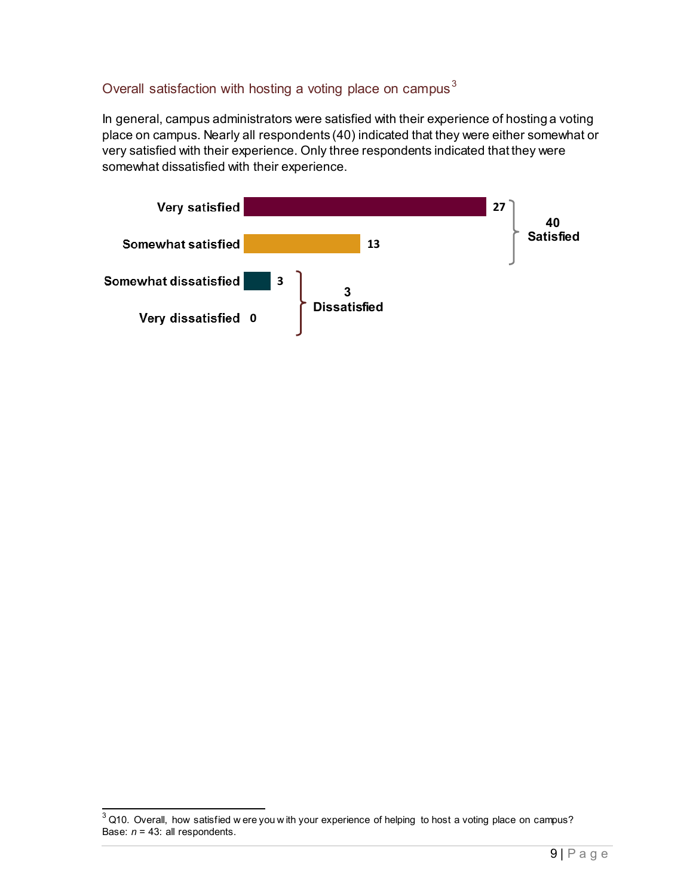## Overall satisfaction with hosting a voting place on campus[3]

In general, campus administrators were satisfied with their experience of hosting a voting place on campus. Nearly all respondents (40) indicated that they were either somewhat or very satisfied with their experience. Only three respondents indicated that they were somewhat dissatisfied with their experience.

| Response | Count | Group |
| --- | --- | --- |
| Very satisfied | 27 | 40 Satisfied |
| Somewhat satisfied | 13 | |
| Somewhat dissatisfied | 3 | 3 Dissatisfied |
| Very dissatisfied | 0 | |

[3] Q10. Overall, how satisfied were you with your experience of helping to host a voting place on campus? Base: *n* = 43: all respondents.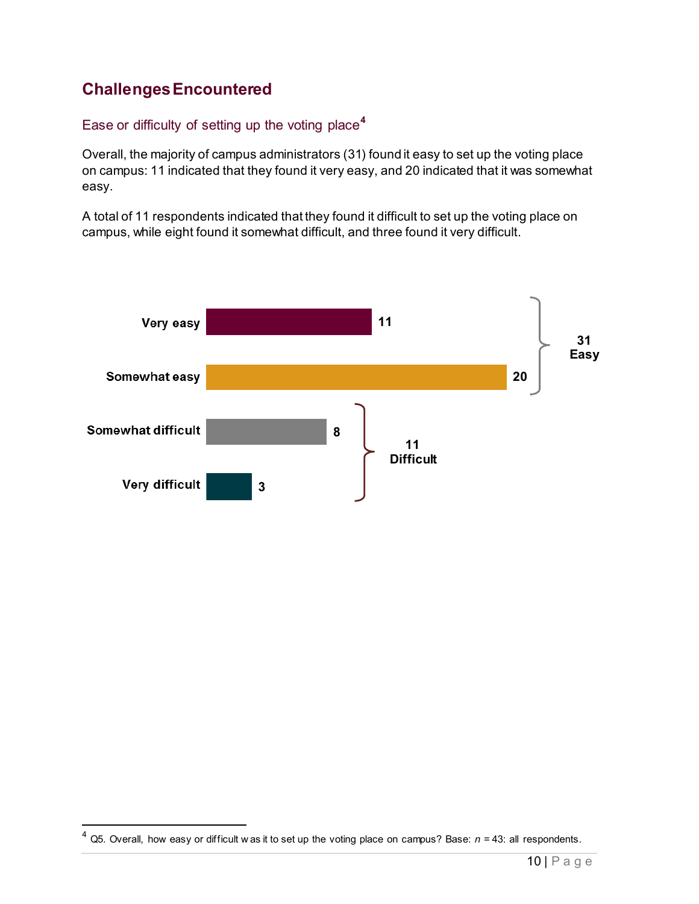## Challenges Encountered

### Ease or difficulty of setting up the voting place[4]

Overall, the majority of campus administrators (31) found it easy to set up the voting place on campus: 11 indicated that they found it very easy, and 20 indicated that it was somewhat easy.

A total of 11 respondents indicated that they found it difficult to set up the voting place on campus, while eight found it somewhat difficult, and three found it very difficult.

| Response | Count | Total |
| --- | --- | --- |
| Very easy | 11 | 31 Easy |
| Somewhat easy | 20 | |
| Somewhat difficult | 8 | 11 Difficult |
| Very difficult | 3 | |

[4] Q5. Overall, how easy or difficult was it to set up the voting place on campus? Base: *n* = 43: all respondents.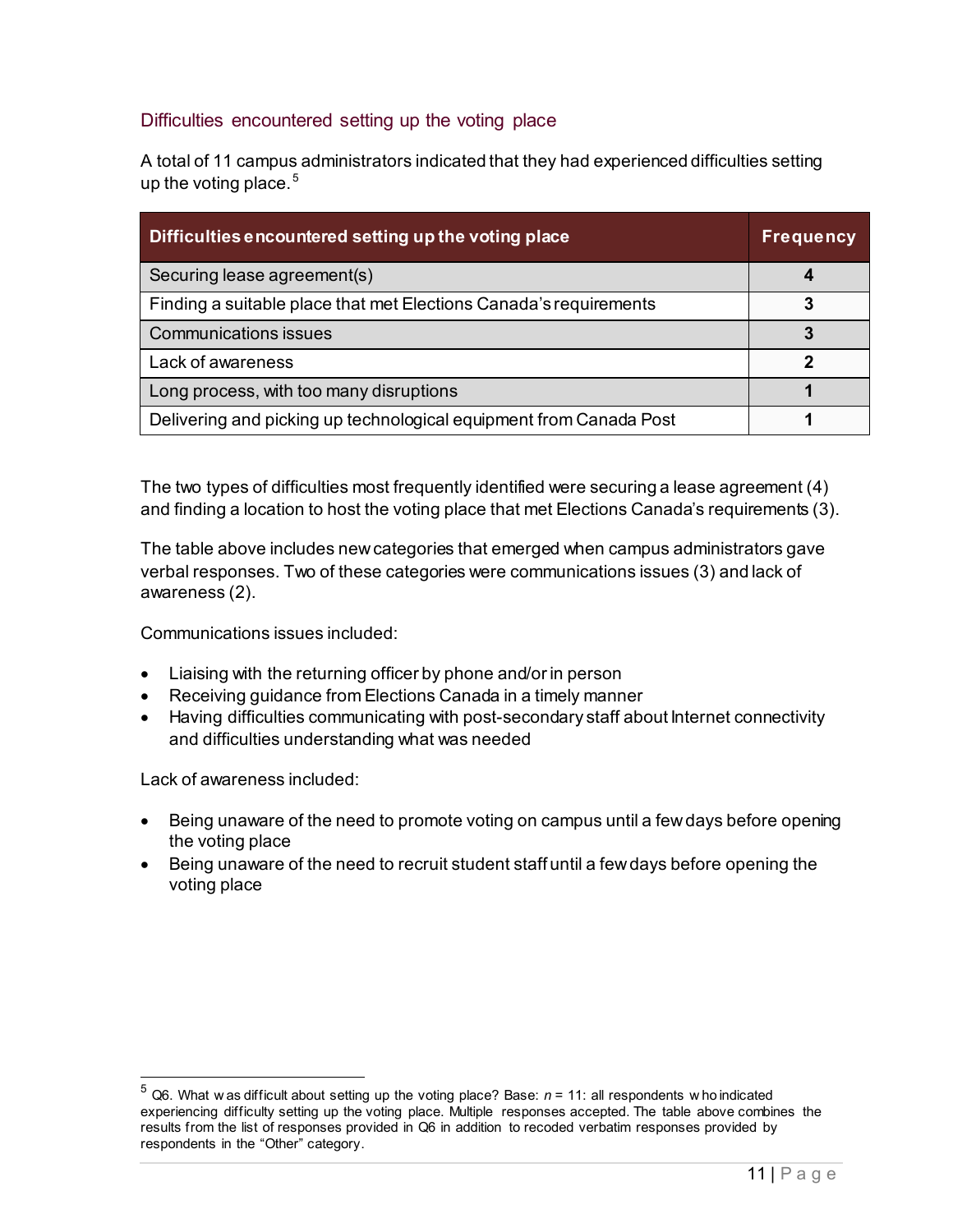### Difficulties encountered setting up the voting place

A total of 11 campus administrators indicated that they had experienced difficulties setting up the voting place.[5]

| Difficulties encountered setting up the voting place | Frequency |
|---|---|
| Securing lease agreement(s) | **4** |
| Finding a suitable place that met Elections Canada's requirements | **3** |
| Communications issues | **3** |
| Lack of awareness | **2** |
| Long process, with too many disruptions | **1** |
| Delivering and picking up technological equipment from Canada Post | **1** |

The two types of difficulties most frequently identified were securing a lease agreement (4) and finding a location to host the voting place that met Elections Canada's requirements (3).

The table above includes new categories that emerged when campus administrators gave verbal responses. Two of these categories were communications issues (3) and lack of awareness (2).

Communications issues included:

- Liaising with the returning officer by phone and/or in person
- Receiving guidance from Elections Canada in a timely manner
- Having difficulties communicating with post-secondary staff about Internet connectivity and difficulties understanding what was needed

Lack of awareness included:

- Being unaware of the need to promote voting on campus until a few days before opening the voting place
- Being unaware of the need to recruit student staff until a few days before opening the voting place

---

[5] Q6. What was difficult about setting up the voting place? Base: *n* = 11: all respondents who indicated experiencing difficulty setting up the voting place. Multiple responses accepted. The table above combines the results from the list of responses provided in Q6 in addition to recoded verbatim responses provided by respondents in the "Other" category.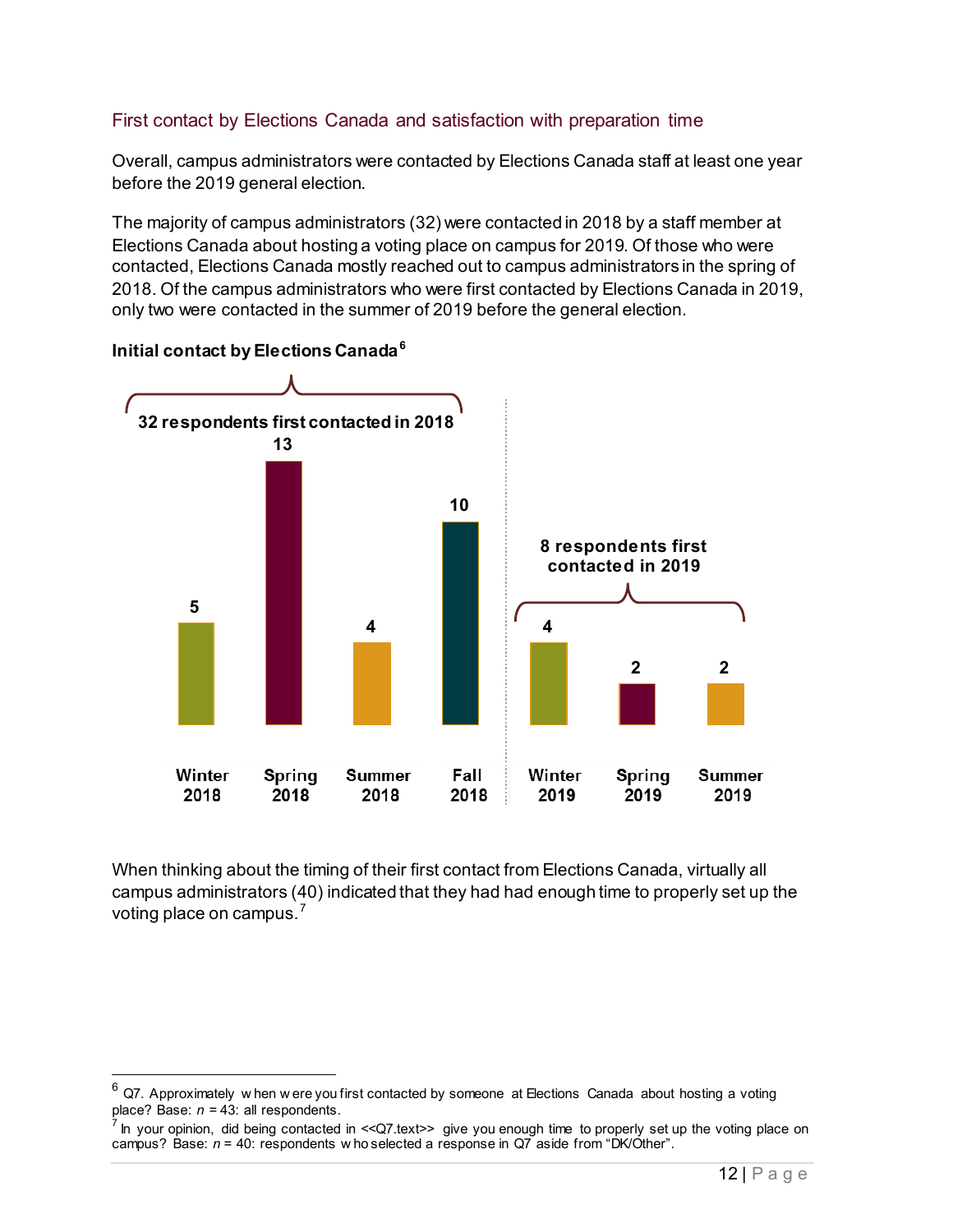## First contact by Elections Canada and satisfaction with preparation time

Overall, campus administrators were contacted by Elections Canada staff at least one year before the 2019 general election.

The majority of campus administrators (32) were contacted in 2018 by a staff member at Elections Canada about hosting a voting place on campus for 2019. Of those who were contacted, Elections Canada mostly reached out to campus administrators in the spring of 2018. Of the campus administrators who were first contacted by Elections Canada in 2019, only two were contacted in the summer of 2019 before the general election.

**Initial contact by Elections Canada**[6]

32 respondents first contacted in 2018

8 respondents first contacted in 2019

| Period | Respondents |
| --- | --- |
| Winter 2018 | 5 |
| Spring 2018 | 13 |
| Summer 2018 | 4 |
| Fall 2018 | 10 |
| Winter 2019 | 4 |
| Spring 2019 | 2 |
| Summer 2019 | 2 |

When thinking about the timing of their first contact from Elections Canada, virtually all campus administrators (40) indicated that they had had enough time to properly set up the voting place on campus.[7]

---

[6] Q7. Approximately when were you first contacted by someone at Elections Canada about hosting a voting place? Base: *n* = 43: all respondents.

[7] In your opinion, did being contacted in <<Q7.text>> give you enough time to properly set up the voting place on campus? Base: *n* = 40: respondents who selected a response in Q7 aside from "DK/Other".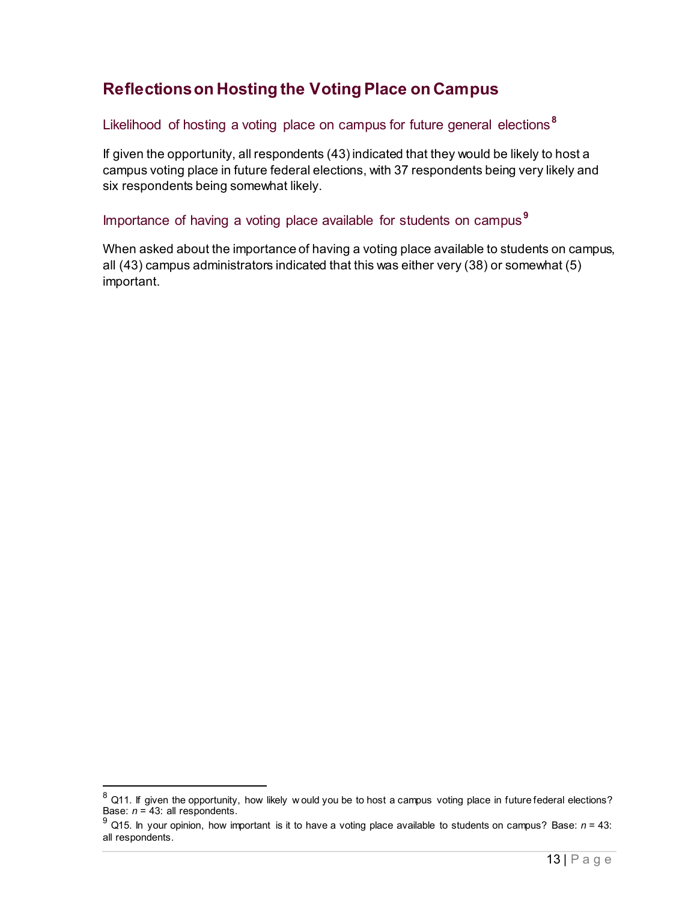## Reflections on Hosting the Voting Place on Campus

### Likelihood of hosting a voting place on campus for future general elections[8]

If given the opportunity, all respondents (43) indicated that they would be likely to host a campus voting place in future federal elections, with 37 respondents being very likely and six respondents being somewhat likely.

### Importance of having a voting place available for students on campus[9]

When asked about the importance of having a voting place available to students on campus, all (43) campus administrators indicated that this was either very (38) or somewhat (5) important.

---

[8] Q11. If given the opportunity, how likely would you be to host a campus voting place in future federal elections? Base: *n* = 43: all respondents.

[9] Q15. In your opinion, how important is it to have a voting place available to students on campus? Base: *n* = 43: all respondents.